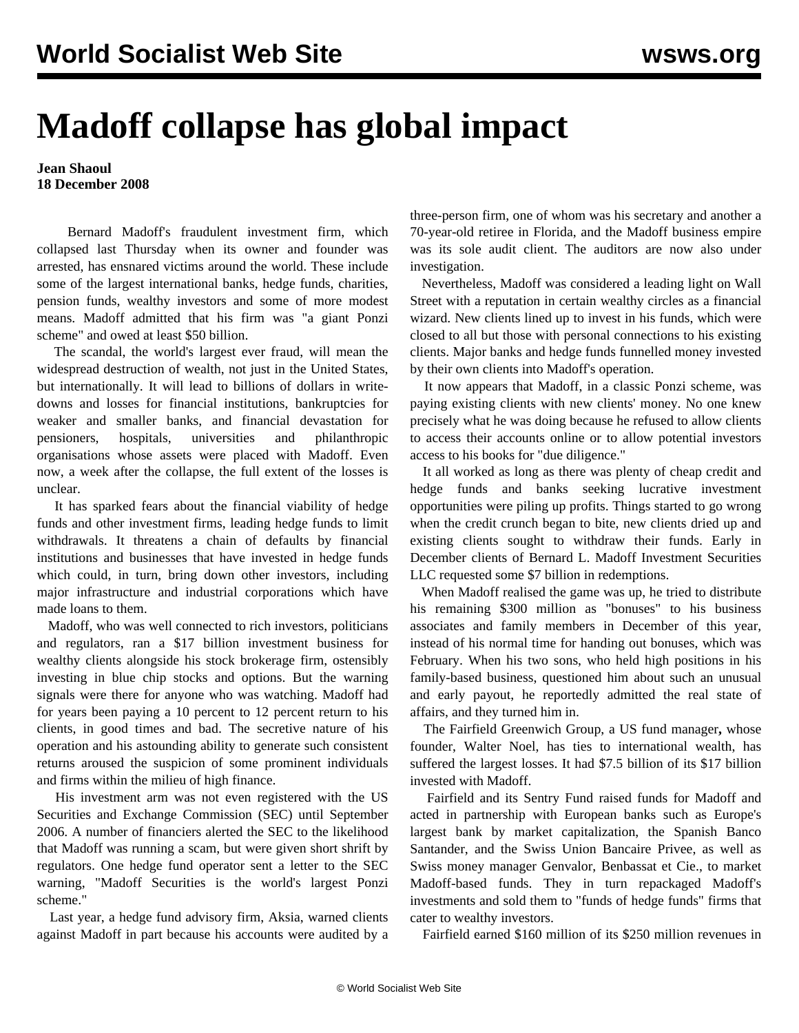# Madoff collapse has global impact

**Jean Shaoul**
**18 December 2008**

Bernard Madoff's fraudulent investment firm, which collapsed last Thursday when its owner and founder was arrested, has ensnared victims around the world. These include some of the largest international banks, hedge funds, charities, pension funds, wealthy investors and some of more modest means. Madoff admitted that his firm was "a giant Ponzi scheme" and owed at least $50 billion.

The scandal, the world's largest ever fraud, will mean the widespread destruction of wealth, not just in the United States, but internationally. It will lead to billions of dollars in write-downs and losses for financial institutions, bankruptcies for weaker and smaller banks, and financial devastation for pensioners, hospitals, universities and philanthropic organisations whose assets were placed with Madoff. Even now, a week after the collapse, the full extent of the losses is unclear.

It has sparked fears about the financial viability of hedge funds and other investment firms, leading hedge funds to limit withdrawals. It threatens a chain of defaults by financial institutions and businesses that have invested in hedge funds which could, in turn, bring down other investors, including major infrastructure and industrial corporations which have made loans to them.

Madoff, who was well connected to rich investors, politicians and regulators, ran a $17 billion investment business for wealthy clients alongside his stock brokerage firm, ostensibly investing in blue chip stocks and options. But the warning signals were there for anyone who was watching. Madoff had for years been paying a 10 percent to 12 percent return to his clients, in good times and bad. The secretive nature of his operation and his astounding ability to generate such consistent returns aroused the suspicion of some prominent individuals and firms within the milieu of high finance.

His investment arm was not even registered with the US Securities and Exchange Commission (SEC) until September 2006. A number of financiers alerted the SEC to the likelihood that Madoff was running a scam, but were given short shrift by regulators. One hedge fund operator sent a letter to the SEC warning, "Madoff Securities is the world's largest Ponzi scheme."

Last year, a hedge fund advisory firm, Aksia, warned clients against Madoff in part because his accounts were audited by a three-person firm, one of whom was his secretary and another a 70-year-old retiree in Florida, and the Madoff business empire was its sole audit client. The auditors are now also under investigation.

Nevertheless, Madoff was considered a leading light on Wall Street with a reputation in certain wealthy circles as a financial wizard. New clients lined up to invest in his funds, which were closed to all but those with personal connections to his existing clients. Major banks and hedge funds funnelled money invested by their own clients into Madoff's operation.

It now appears that Madoff, in a classic Ponzi scheme, was paying existing clients with new clients' money. No one knew precisely what he was doing because he refused to allow clients to access their accounts online or to allow potential investors access to his books for "due diligence."

It all worked as long as there was plenty of cheap credit and hedge funds and banks seeking lucrative investment opportunities were piling up profits. Things started to go wrong when the credit crunch began to bite, new clients dried up and existing clients sought to withdraw their funds. Early in December clients of Bernard L. Madoff Investment Securities LLC requested some $7 billion in redemptions.

When Madoff realised the game was up, he tried to distribute his remaining $300 million as "bonuses" to his business associates and family members in December of this year, instead of his normal time for handing out bonuses, which was February. When his two sons, who held high positions in his family-based business, questioned him about such an unusual and early payout, he reportedly admitted the real state of affairs, and they turned him in.

The Fairfield Greenwich Group, a US fund manager**,** whose founder, Walter Noel, has ties to international wealth, has suffered the largest losses. It had $7.5 billion of its $17 billion invested with Madoff.

Fairfield and its Sentry Fund raised funds for Madoff and acted in partnership with European banks such as Europe's largest bank by market capitalization, the Spanish Banco Santander, and the Swiss Union Bancaire Privee, as well as Swiss money manager Genvalor, Benbassat et Cie., to market Madoff-based funds. They in turn repackaged Madoff's investments and sold them to "funds of hedge funds" firms that cater to wealthy investors.

Fairfield earned $160 million of its $250 million revenues in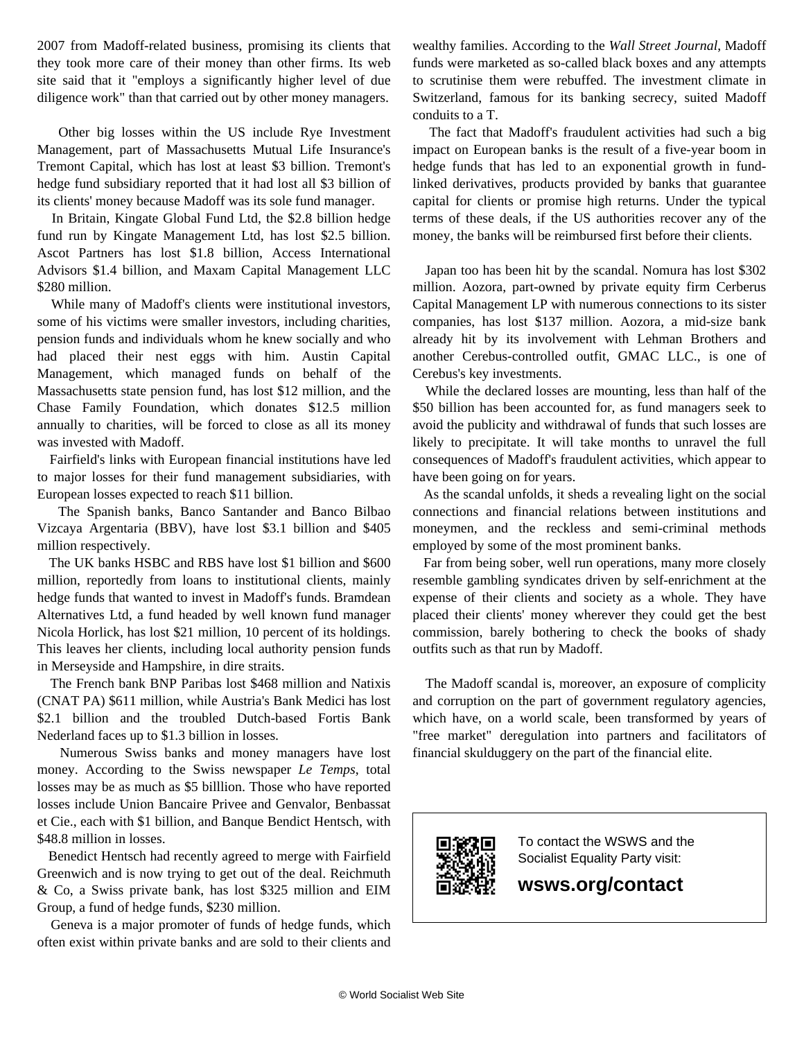2007 from Madoff-related business, promising its clients that they took more care of their money than other firms. Its web site said that it "employs a significantly higher level of due diligence work" than that carried out by other money managers.

Other big losses within the US include Rye Investment Management, part of Massachusetts Mutual Life Insurance's Tremont Capital, which has lost at least $3 billion. Tremont's hedge fund subsidiary reported that it had lost all $3 billion of its clients' money because Madoff was its sole fund manager.

In Britain, Kingate Global Fund Ltd, the $2.8 billion hedge fund run by Kingate Management Ltd, has lost $2.5 billion. Ascot Partners has lost $1.8 billion, Access International Advisors $1.4 billion, and Maxam Capital Management LLC $280 million.

While many of Madoff's clients were institutional investors, some of his victims were smaller investors, including charities, pension funds and individuals whom he knew socially and who had placed their nest eggs with him. Austin Capital Management, which managed funds on behalf of the Massachusetts state pension fund, has lost $12 million, and the Chase Family Foundation, which donates $12.5 million annually to charities, will be forced to close as all its money was invested with Madoff.

Fairfield's links with European financial institutions have led to major losses for their fund management subsidiaries, with European losses expected to reach $11 billion.

The Spanish banks, Banco Santander and Banco Bilbao Vizcaya Argentaria (BBV), have lost $3.1 billion and $405 million respectively.

The UK banks HSBC and RBS have lost $1 billion and $600 million, reportedly from loans to institutional clients, mainly hedge funds that wanted to invest in Madoff's funds. Bramdean Alternatives Ltd, a fund headed by well known fund manager Nicola Horlick, has lost $21 million, 10 percent of its holdings. This leaves her clients, including local authority pension funds in Merseyside and Hampshire, in dire straits.

The French bank BNP Paribas lost $468 million and Natixis (CNAT PA) $611 million, while Austria's Bank Medici has lost $2.1 billion and the troubled Dutch-based Fortis Bank Nederland faces up to $1.3 billion in losses.

Numerous Swiss banks and money managers have lost money. According to the Swiss newspaper *Le Temps*, total losses may be as much as $5 billlion. Those who have reported losses include Union Bancaire Privee and Genvalor, Benbassat et Cie., each with $1 billion, and Banque Bendict Hentsch, with $48.8 million in losses.

Benedict Hentsch had recently agreed to merge with Fairfield Greenwich and is now trying to get out of the deal. Reichmuth & Co, a Swiss private bank, has lost $325 million and EIM Group, a fund of hedge funds, $230 million.

Geneva is a major promoter of funds of hedge funds, which often exist within private banks and are sold to their clients and wealthy families. According to the *Wall Street Journal*, Madoff funds were marketed as so-called black boxes and any attempts to scrutinise them were rebuffed. The investment climate in Switzerland, famous for its banking secrecy, suited Madoff conduits to a T.

The fact that Madoff's fraudulent activities had such a big impact on European banks is the result of a five-year boom in hedge funds that has led to an exponential growth in fund-linked derivatives, products provided by banks that guarantee capital for clients or promise high returns. Under the typical terms of these deals, if the US authorities recover any of the money, the banks will be reimbursed first before their clients.

Japan too has been hit by the scandal. Nomura has lost $302 million. Aozora, part-owned by private equity firm Cerberus Capital Management LP with numerous connections to its sister companies, has lost $137 million. Aozora, a mid-size bank already hit by its involvement with Lehman Brothers and another Cerebus-controlled outfit, GMAC LLC., is one of Cerebus's key investments.

While the declared losses are mounting, less than half of the $50 billion has been accounted for, as fund managers seek to avoid the publicity and withdrawal of funds that such losses are likely to precipitate. It will take months to unravel the full consequences of Madoff's fraudulent activities, which appear to have been going on for years.

As the scandal unfolds, it sheds a revealing light on the social connections and financial relations between institutions and moneymen, and the reckless and semi-criminal methods employed by some of the most prominent banks.

Far from being sober, well run operations, many more closely resemble gambling syndicates driven by self-enrichment at the expense of their clients and society as a whole. They have placed their clients' money wherever they could get the best commission, barely bothering to check the books of shady outfits such as that run by Madoff.

The Madoff scandal is, moreover, an exposure of complicity and corruption on the part of government regulatory agencies, which have, on a world scale, been transformed by years of "free market" deregulation into partners and facilitators of financial skulduggery on the part of the financial elite.

To contact the WSWS and the Socialist Equality Party visit:

**wsws.org/contact**